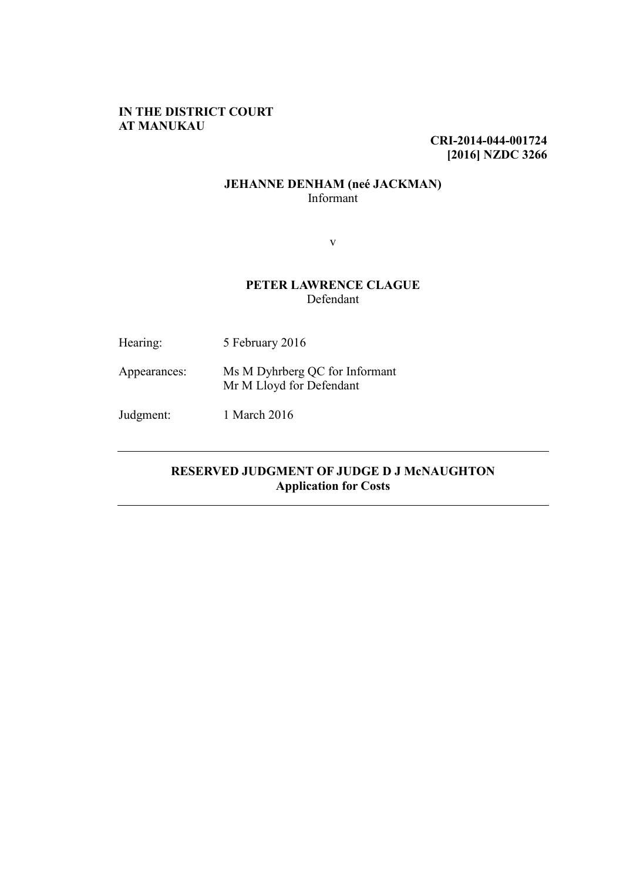**IN THE DISTRICT COURT**
**AT MANUKAU**

**CRI-2014-044-001724**
**[2016] NZDC 3266**

**JEHANNE DENHAM (neé JACKMAN)**
Informant

v

**PETER LAWRENCE CLAGUE**
Defendant

Hearing: 5 February 2016

Appearances: Ms M Dyhrberg QC for Informant
Mr M Lloyd for Defendant

Judgment: 1 March 2016

---

**RESERVED JUDGMENT OF JUDGE D J McNAUGHTON**
**Application for Costs**

---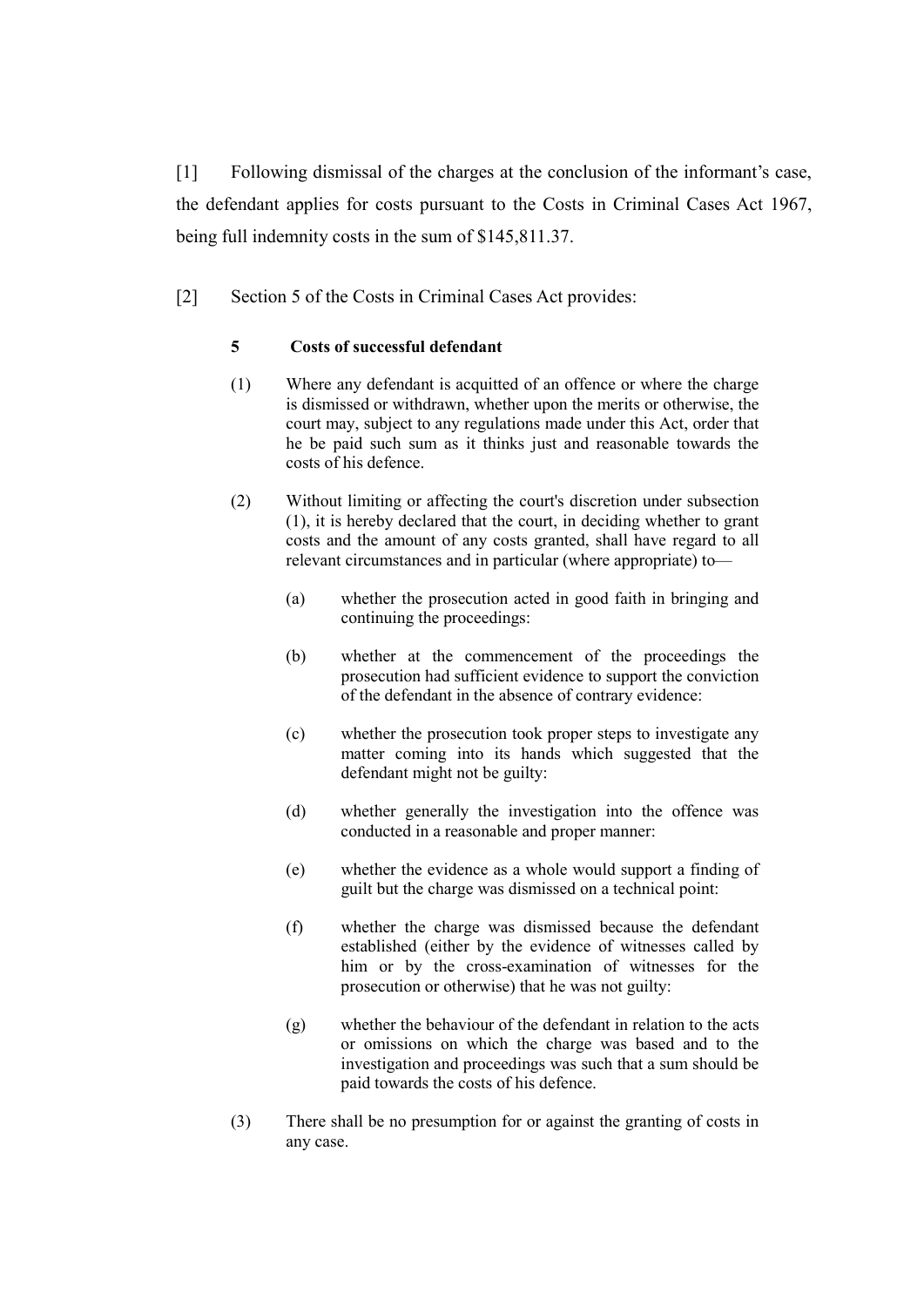[1] Following dismissal of the charges at the conclusion of the informant's case, the defendant applies for costs pursuant to the Costs in Criminal Cases Act 1967, being full indemnity costs in the sum of $145,811.37.

[2] Section 5 of the Costs in Criminal Cases Act provides:

> **5 Costs of successful defendant**
>
> (1) Where any defendant is acquitted of an offence or where the charge is dismissed or withdrawn, whether upon the merits or otherwise, the court may, subject to any regulations made under this Act, order that he be paid such sum as it thinks just and reasonable towards the costs of his defence.
>
> (2) Without limiting or affecting the court's discretion under subsection (1), it is hereby declared that the court, in deciding whether to grant costs and the amount of any costs granted, shall have regard to all relevant circumstances and in particular (where appropriate) to—
>
> (a) whether the prosecution acted in good faith in bringing and continuing the proceedings:
>
> (b) whether at the commencement of the proceedings the prosecution had sufficient evidence to support the conviction of the defendant in the absence of contrary evidence:
>
> (c) whether the prosecution took proper steps to investigate any matter coming into its hands which suggested that the defendant might not be guilty:
>
> (d) whether generally the investigation into the offence was conducted in a reasonable and proper manner:
>
> (e) whether the evidence as a whole would support a finding of guilt but the charge was dismissed on a technical point:
>
> (f) whether the charge was dismissed because the defendant established (either by the evidence of witnesses called by him or by the cross-examination of witnesses for the prosecution or otherwise) that he was not guilty:
>
> (g) whether the behaviour of the defendant in relation to the acts or omissions on which the charge was based and to the investigation and proceedings was such that a sum should be paid towards the costs of his defence.
>
> (3) There shall be no presumption for or against the granting of costs in any case.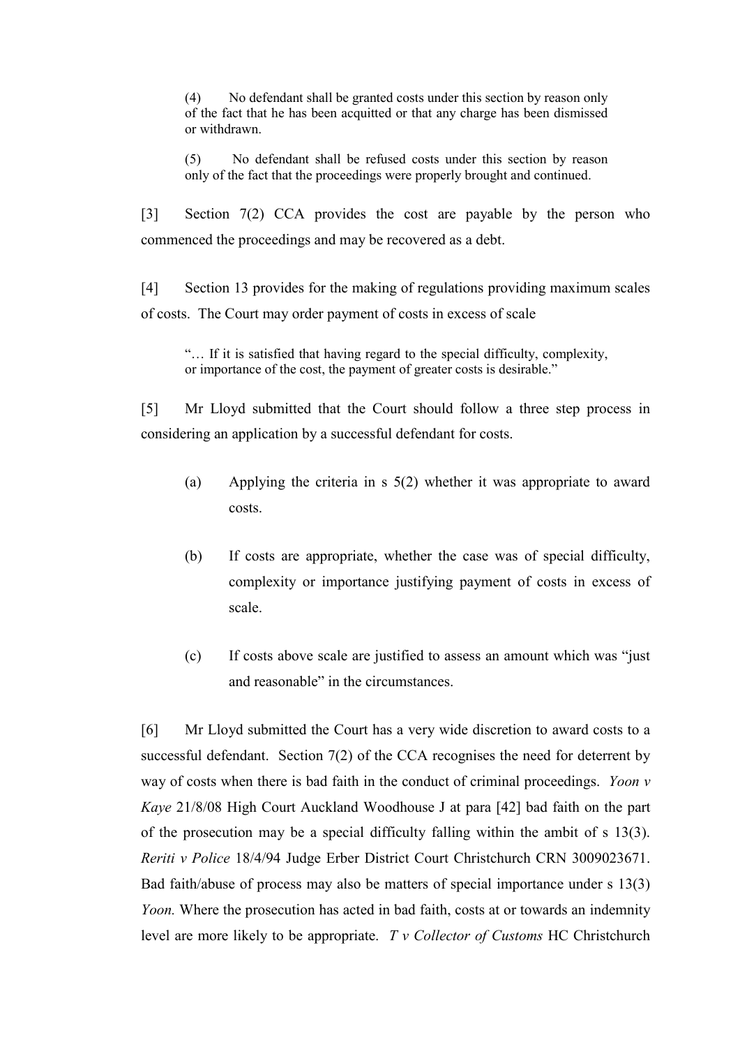> (4) No defendant shall be granted costs under this section by reason only of the fact that he has been acquitted or that any charge has been dismissed or withdrawn.
>
> (5) No defendant shall be refused costs under this section by reason only of the fact that the proceedings were properly brought and continued.

[3] Section 7(2) CCA provides the cost are payable by the person who commenced the proceedings and may be recovered as a debt.

[4] Section 13 provides for the making of regulations providing maximum scales of costs. The Court may order payment of costs in excess of scale

> "… If it is satisfied that having regard to the special difficulty, complexity, or importance of the cost, the payment of greater costs is desirable."

[5] Mr Lloyd submitted that the Court should follow a three step process in considering an application by a successful defendant for costs.

(a) Applying the criteria in s 5(2) whether it was appropriate to award costs.

(b) If costs are appropriate, whether the case was of special difficulty, complexity or importance justifying payment of costs in excess of scale.

(c) If costs above scale are justified to assess an amount which was "just and reasonable" in the circumstances.

[6] Mr Lloyd submitted the Court has a very wide discretion to award costs to a successful defendant. Section 7(2) of the CCA recognises the need for deterrent by way of costs when there is bad faith in the conduct of criminal proceedings. *Yoon v Kaye* 21/8/08 High Court Auckland Woodhouse J at para [42] bad faith on the part of the prosecution may be a special difficulty falling within the ambit of s 13(3). *Reriti v Police* 18/4/94 Judge Erber District Court Christchurch CRN 3009023671. Bad faith/abuse of process may also be matters of special importance under s 13(3) *Yoon.* Where the prosecution has acted in bad faith, costs at or towards an indemnity level are more likely to be appropriate. *T v Collector of Customs* HC Christchurch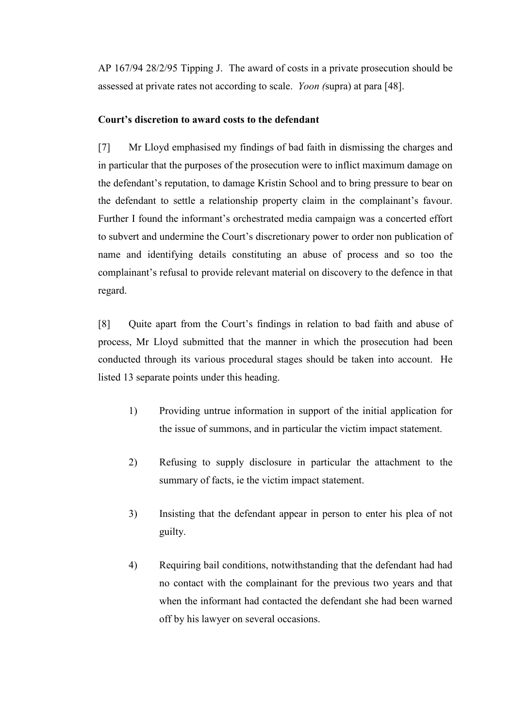AP 167/94 28/2/95 Tipping J. The award of costs in a private prosecution should be assessed at private rates not according to scale. *Yoon (*supra) at para [48].

**Court's discretion to award costs to the defendant**

[7] Mr Lloyd emphasised my findings of bad faith in dismissing the charges and in particular that the purposes of the prosecution were to inflict maximum damage on the defendant's reputation, to damage Kristin School and to bring pressure to bear on the defendant to settle a relationship property claim in the complainant's favour. Further I found the informant's orchestrated media campaign was a concerted effort to subvert and undermine the Court's discretionary power to order non publication of name and identifying details constituting an abuse of process and so too the complainant's refusal to provide relevant material on discovery to the defence in that regard.

[8] Quite apart from the Court's findings in relation to bad faith and abuse of process, Mr Lloyd submitted that the manner in which the prosecution had been conducted through its various procedural stages should be taken into account. He listed 13 separate points under this heading.

1) Providing untrue information in support of the initial application for the issue of summons, and in particular the victim impact statement.

2) Refusing to supply disclosure in particular the attachment to the summary of facts, ie the victim impact statement.

3) Insisting that the defendant appear in person to enter his plea of not guilty.

4) Requiring bail conditions, notwithstanding that the defendant had had no contact with the complainant for the previous two years and that when the informant had contacted the defendant she had been warned off by his lawyer on several occasions.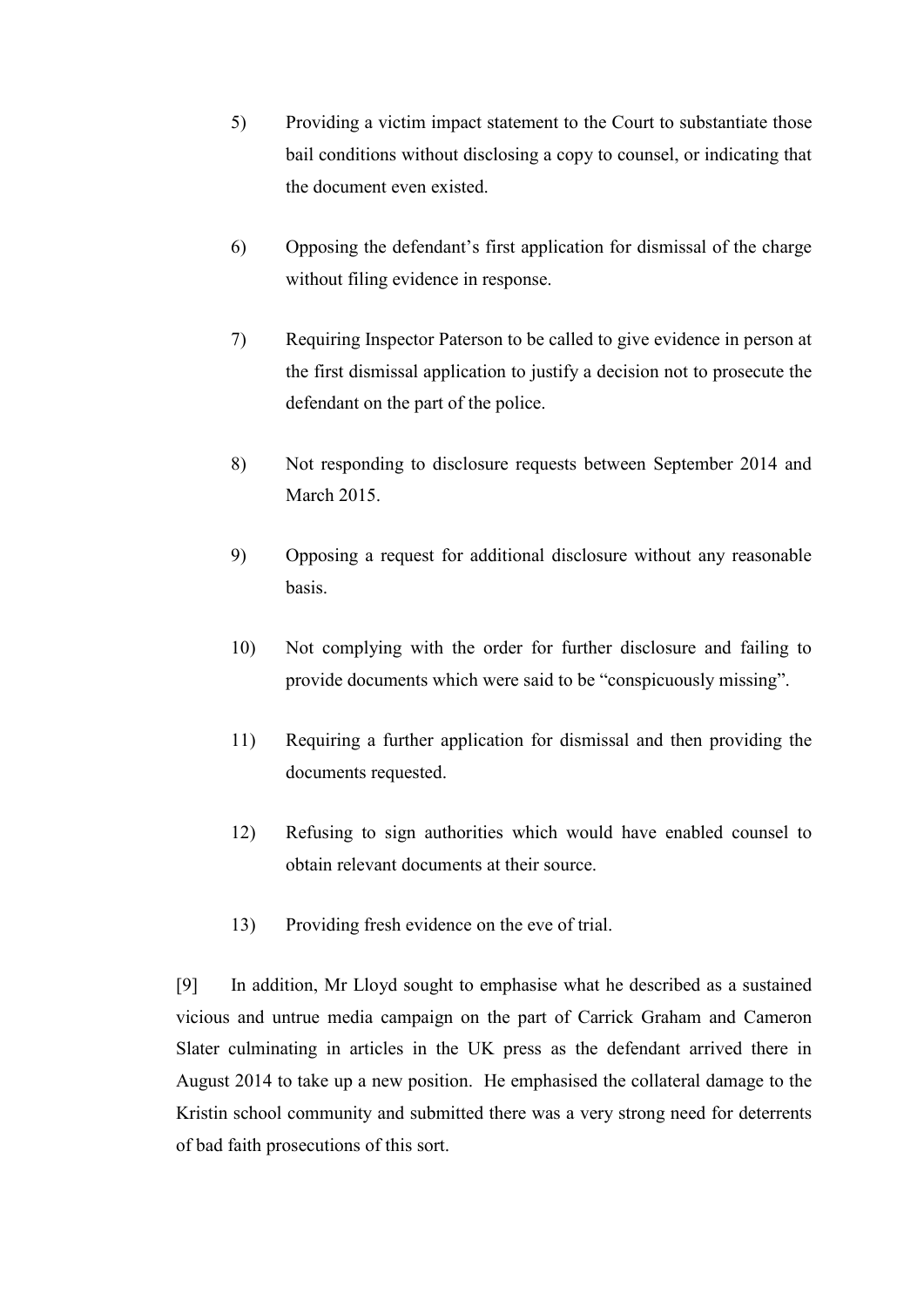5) Providing a victim impact statement to the Court to substantiate those bail conditions without disclosing a copy to counsel, or indicating that the document even existed.

6) Opposing the defendant's first application for dismissal of the charge without filing evidence in response.

7) Requiring Inspector Paterson to be called to give evidence in person at the first dismissal application to justify a decision not to prosecute the defendant on the part of the police.

8) Not responding to disclosure requests between September 2014 and March 2015.

9) Opposing a request for additional disclosure without any reasonable basis.

10) Not complying with the order for further disclosure and failing to provide documents which were said to be "conspicuously missing".

11) Requiring a further application for dismissal and then providing the documents requested.

12) Refusing to sign authorities which would have enabled counsel to obtain relevant documents at their source.

13) Providing fresh evidence on the eve of trial.

[9] In addition, Mr Lloyd sought to emphasise what he described as a sustained vicious and untrue media campaign on the part of Carrick Graham and Cameron Slater culminating in articles in the UK press as the defendant arrived there in August 2014 to take up a new position. He emphasised the collateral damage to the Kristin school community and submitted there was a very strong need for deterrents of bad faith prosecutions of this sort.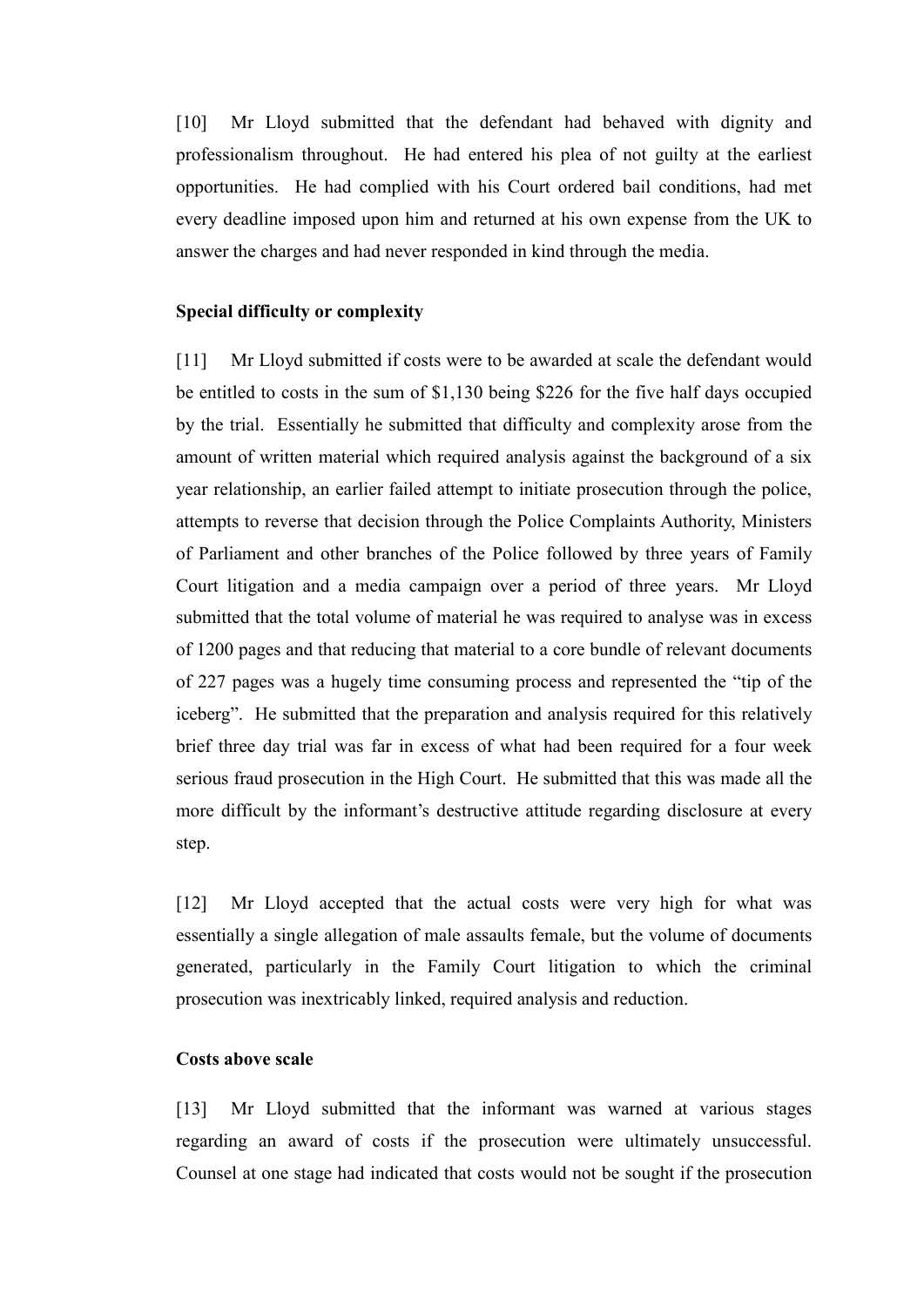[10] Mr Lloyd submitted that the defendant had behaved with dignity and professionalism throughout. He had entered his plea of not guilty at the earliest opportunities. He had complied with his Court ordered bail conditions, had met every deadline imposed upon him and returned at his own expense from the UK to answer the charges and had never responded in kind through the media.

**Special difficulty or complexity**

[11] Mr Lloyd submitted if costs were to be awarded at scale the defendant would be entitled to costs in the sum of $1,130 being $226 for the five half days occupied by the trial. Essentially he submitted that difficulty and complexity arose from the amount of written material which required analysis against the background of a six year relationship, an earlier failed attempt to initiate prosecution through the police, attempts to reverse that decision through the Police Complaints Authority, Ministers of Parliament and other branches of the Police followed by three years of Family Court litigation and a media campaign over a period of three years. Mr Lloyd submitted that the total volume of material he was required to analyse was in excess of 1200 pages and that reducing that material to a core bundle of relevant documents of 227 pages was a hugely time consuming process and represented the "tip of the iceberg". He submitted that the preparation and analysis required for this relatively brief three day trial was far in excess of what had been required for a four week serious fraud prosecution in the High Court. He submitted that this was made all the more difficult by the informant's destructive attitude regarding disclosure at every step.

[12] Mr Lloyd accepted that the actual costs were very high for what was essentially a single allegation of male assaults female, but the volume of documents generated, particularly in the Family Court litigation to which the criminal prosecution was inextricably linked, required analysis and reduction.

**Costs above scale**

[13] Mr Lloyd submitted that the informant was warned at various stages regarding an award of costs if the prosecution were ultimately unsuccessful. Counsel at one stage had indicated that costs would not be sought if the prosecution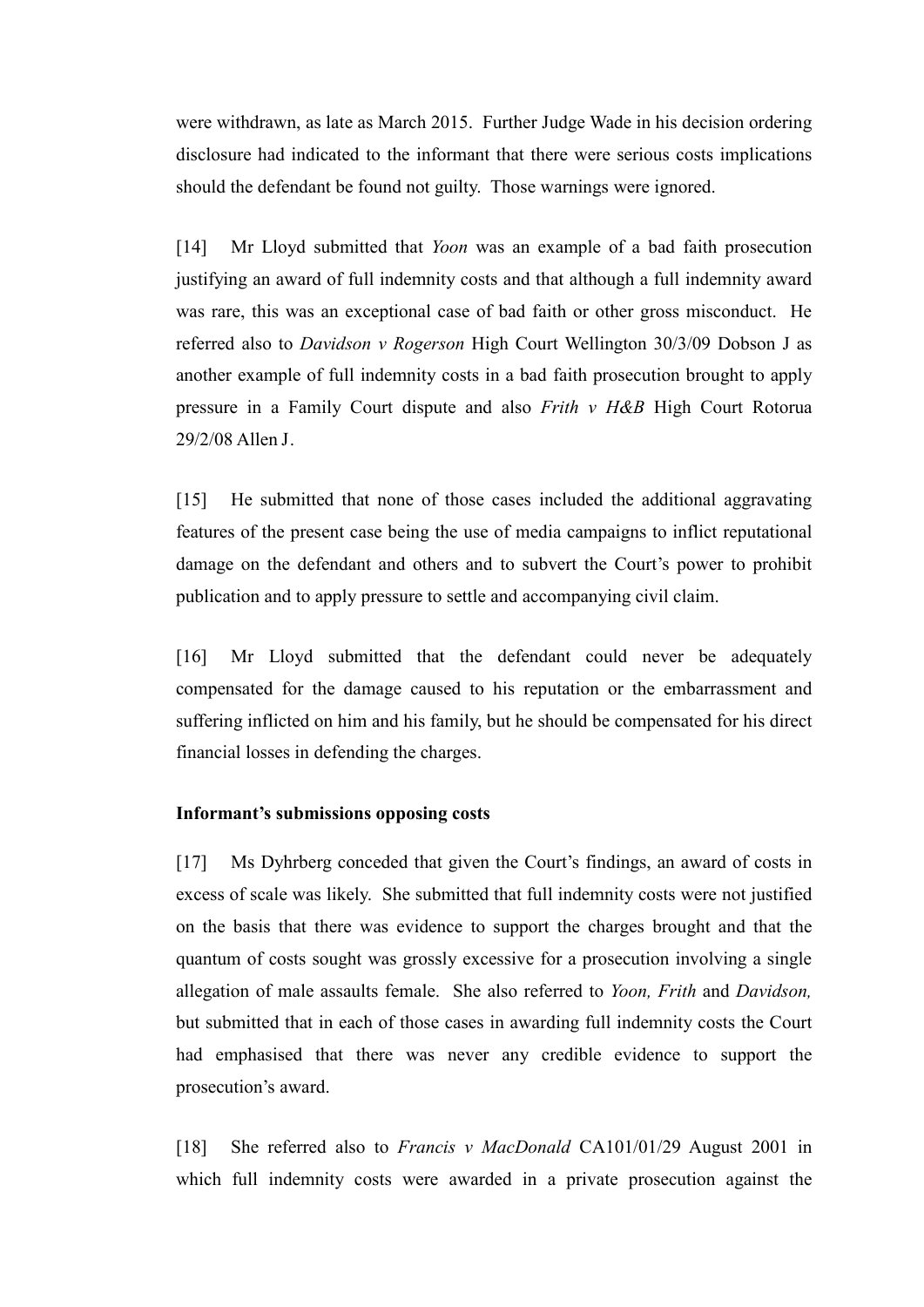were withdrawn, as late as March 2015. Further Judge Wade in his decision ordering disclosure had indicated to the informant that there were serious costs implications should the defendant be found not guilty. Those warnings were ignored.

[14] Mr Lloyd submitted that *Yoon* was an example of a bad faith prosecution justifying an award of full indemnity costs and that although a full indemnity award was rare, this was an exceptional case of bad faith or other gross misconduct. He referred also to *Davidson v Rogerson* High Court Wellington 30/3/09 Dobson J as another example of full indemnity costs in a bad faith prosecution brought to apply pressure in a Family Court dispute and also *Frith v H&B* High Court Rotorua 29/2/08 Allen J.

[15] He submitted that none of those cases included the additional aggravating features of the present case being the use of media campaigns to inflict reputational damage on the defendant and others and to subvert the Court's power to prohibit publication and to apply pressure to settle and accompanying civil claim.

[16] Mr Lloyd submitted that the defendant could never be adequately compensated for the damage caused to his reputation or the embarrassment and suffering inflicted on him and his family, but he should be compensated for his direct financial losses in defending the charges.

**Informant's submissions opposing costs**

[17] Ms Dyhrberg conceded that given the Court's findings, an award of costs in excess of scale was likely. She submitted that full indemnity costs were not justified on the basis that there was evidence to support the charges brought and that the quantum of costs sought was grossly excessive for a prosecution involving a single allegation of male assaults female. She also referred to *Yoon, Frith* and *Davidson,* but submitted that in each of those cases in awarding full indemnity costs the Court had emphasised that there was never any credible evidence to support the prosecution's award.

[18] She referred also to *Francis v MacDonald* CA101/01/29 August 2001 in which full indemnity costs were awarded in a private prosecution against the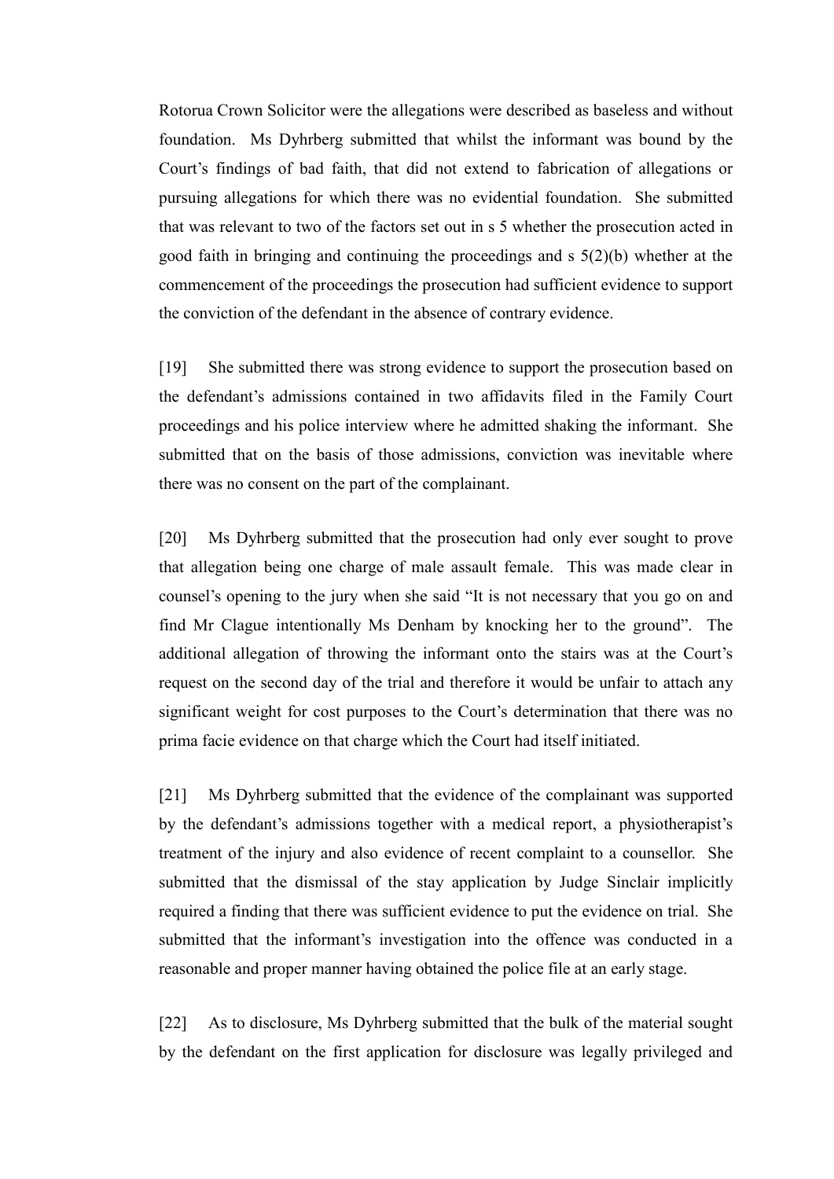Rotorua Crown Solicitor were the allegations were described as baseless and without foundation. Ms Dyhrberg submitted that whilst the informant was bound by the Court's findings of bad faith, that did not extend to fabrication of allegations or pursuing allegations for which there was no evidential foundation. She submitted that was relevant to two of the factors set out in s 5 whether the prosecution acted in good faith in bringing and continuing the proceedings and s 5(2)(b) whether at the commencement of the proceedings the prosecution had sufficient evidence to support the conviction of the defendant in the absence of contrary evidence.

[19] She submitted there was strong evidence to support the prosecution based on the defendant's admissions contained in two affidavits filed in the Family Court proceedings and his police interview where he admitted shaking the informant. She submitted that on the basis of those admissions, conviction was inevitable where there was no consent on the part of the complainant.

[20] Ms Dyhrberg submitted that the prosecution had only ever sought to prove that allegation being one charge of male assault female. This was made clear in counsel's opening to the jury when she said "It is not necessary that you go on and find Mr Clague intentionally Ms Denham by knocking her to the ground". The additional allegation of throwing the informant onto the stairs was at the Court's request on the second day of the trial and therefore it would be unfair to attach any significant weight for cost purposes to the Court's determination that there was no prima facie evidence on that charge which the Court had itself initiated.

[21] Ms Dyhrberg submitted that the evidence of the complainant was supported by the defendant's admissions together with a medical report, a physiotherapist's treatment of the injury and also evidence of recent complaint to a counsellor. She submitted that the dismissal of the stay application by Judge Sinclair implicitly required a finding that there was sufficient evidence to put the evidence on trial. She submitted that the informant's investigation into the offence was conducted in a reasonable and proper manner having obtained the police file at an early stage.

[22] As to disclosure, Ms Dyhrberg submitted that the bulk of the material sought by the defendant on the first application for disclosure was legally privileged and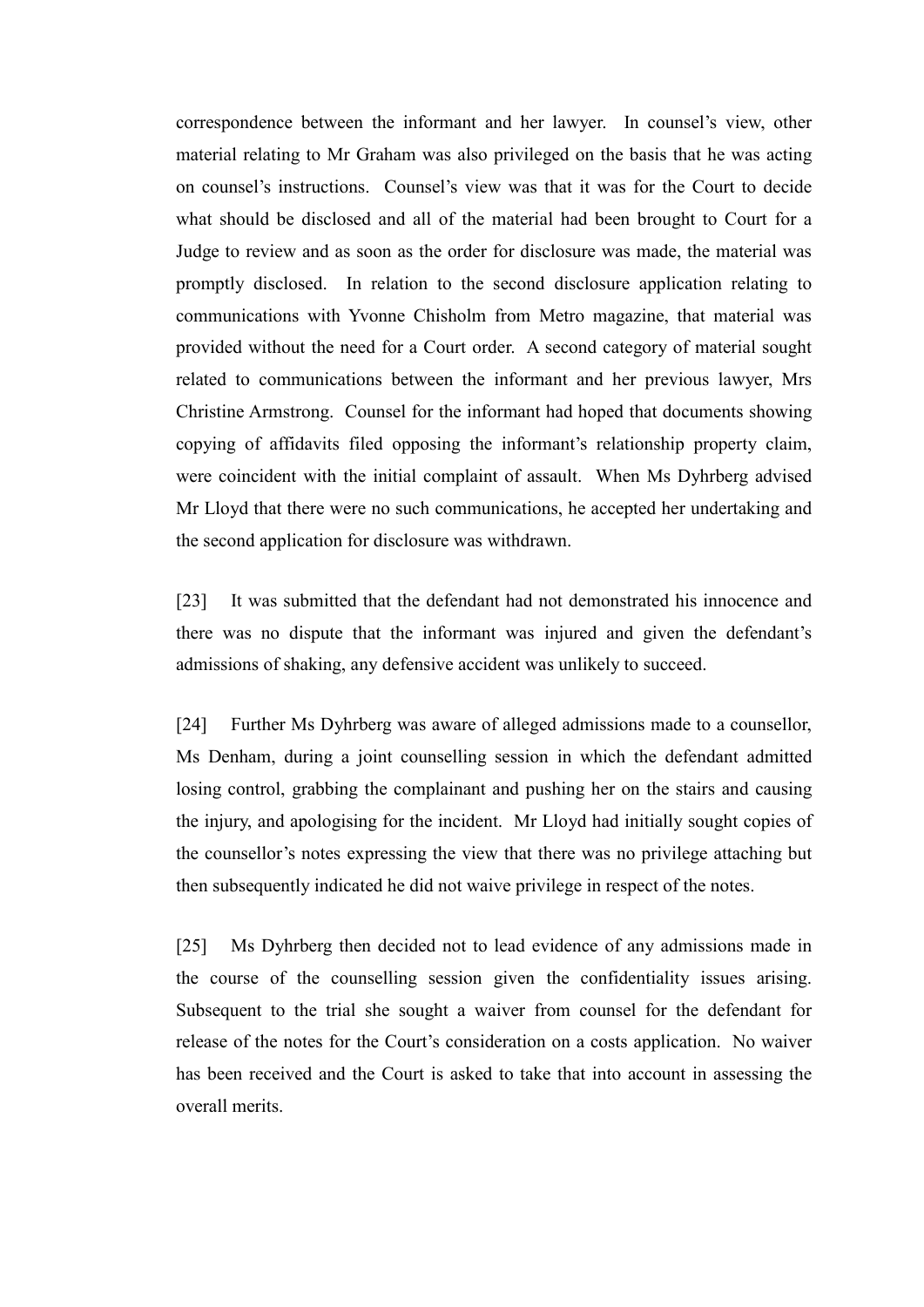correspondence between the informant and her lawyer. In counsel's view, other material relating to Mr Graham was also privileged on the basis that he was acting on counsel's instructions. Counsel's view was that it was for the Court to decide what should be disclosed and all of the material had been brought to Court for a Judge to review and as soon as the order for disclosure was made, the material was promptly disclosed. In relation to the second disclosure application relating to communications with Yvonne Chisholm from Metro magazine, that material was provided without the need for a Court order. A second category of material sought related to communications between the informant and her previous lawyer, Mrs Christine Armstrong. Counsel for the informant had hoped that documents showing copying of affidavits filed opposing the informant's relationship property claim, were coincident with the initial complaint of assault. When Ms Dyhrberg advised Mr Lloyd that there were no such communications, he accepted her undertaking and the second application for disclosure was withdrawn.

[23] It was submitted that the defendant had not demonstrated his innocence and there was no dispute that the informant was injured and given the defendant's admissions of shaking, any defensive accident was unlikely to succeed.

[24] Further Ms Dyhrberg was aware of alleged admissions made to a counsellor, Ms Denham, during a joint counselling session in which the defendant admitted losing control, grabbing the complainant and pushing her on the stairs and causing the injury, and apologising for the incident. Mr Lloyd had initially sought copies of the counsellor's notes expressing the view that there was no privilege attaching but then subsequently indicated he did not waive privilege in respect of the notes.

[25] Ms Dyhrberg then decided not to lead evidence of any admissions made in the course of the counselling session given the confidentiality issues arising. Subsequent to the trial she sought a waiver from counsel for the defendant for release of the notes for the Court's consideration on a costs application. No waiver has been received and the Court is asked to take that into account in assessing the overall merits.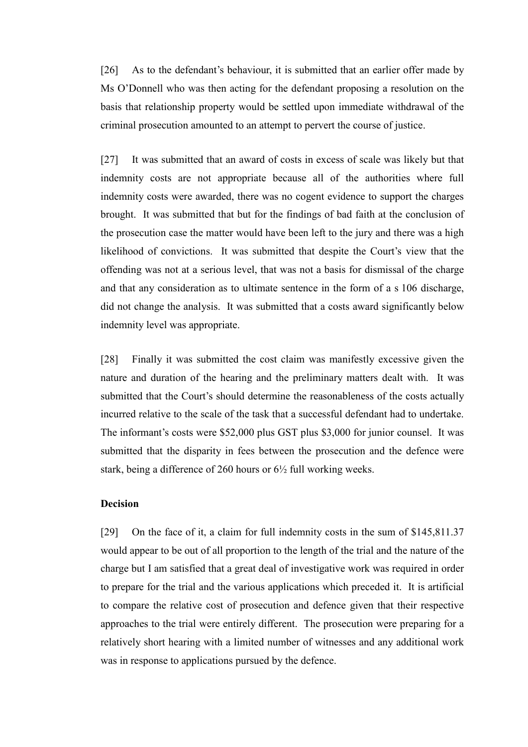[26] As to the defendant's behaviour, it is submitted that an earlier offer made by Ms O'Donnell who was then acting for the defendant proposing a resolution on the basis that relationship property would be settled upon immediate withdrawal of the criminal prosecution amounted to an attempt to pervert the course of justice.

[27] It was submitted that an award of costs in excess of scale was likely but that indemnity costs are not appropriate because all of the authorities where full indemnity costs were awarded, there was no cogent evidence to support the charges brought. It was submitted that but for the findings of bad faith at the conclusion of the prosecution case the matter would have been left to the jury and there was a high likelihood of convictions. It was submitted that despite the Court's view that the offending was not at a serious level, that was not a basis for dismissal of the charge and that any consideration as to ultimate sentence in the form of a s 106 discharge, did not change the analysis. It was submitted that a costs award significantly below indemnity level was appropriate.

[28] Finally it was submitted the cost claim was manifestly excessive given the nature and duration of the hearing and the preliminary matters dealt with. It was submitted that the Court's should determine the reasonableness of the costs actually incurred relative to the scale of the task that a successful defendant had to undertake. The informant's costs were $52,000 plus GST plus $3,000 for junior counsel. It was submitted that the disparity in fees between the prosecution and the defence were stark, being a difference of 260 hours or 6½ full working weeks.

**Decision**

[29] On the face of it, a claim for full indemnity costs in the sum of $145,811.37 would appear to be out of all proportion to the length of the trial and the nature of the charge but I am satisfied that a great deal of investigative work was required in order to prepare for the trial and the various applications which preceded it. It is artificial to compare the relative cost of prosecution and defence given that their respective approaches to the trial were entirely different. The prosecution were preparing for a relatively short hearing with a limited number of witnesses and any additional work was in response to applications pursued by the defence.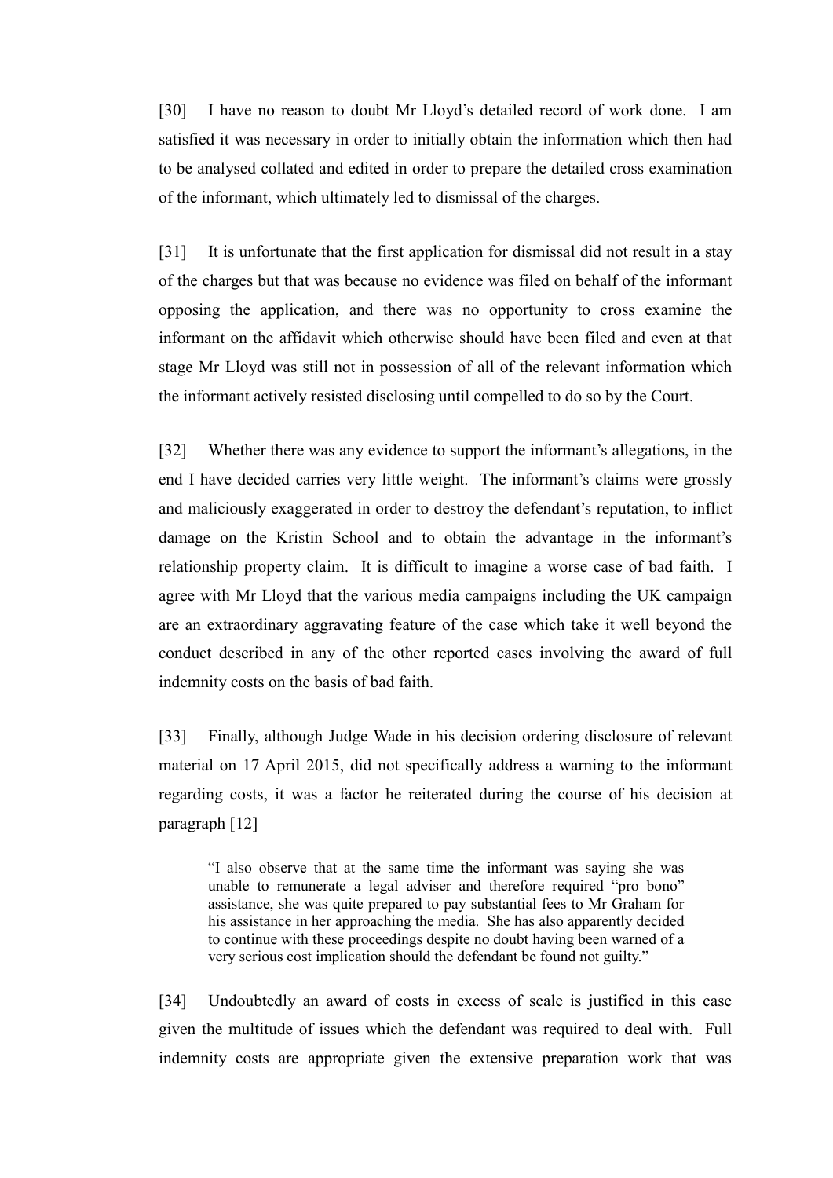[30] I have no reason to doubt Mr Lloyd's detailed record of work done. I am satisfied it was necessary in order to initially obtain the information which then had to be analysed collated and edited in order to prepare the detailed cross examination of the informant, which ultimately led to dismissal of the charges.

[31] It is unfortunate that the first application for dismissal did not result in a stay of the charges but that was because no evidence was filed on behalf of the informant opposing the application, and there was no opportunity to cross examine the informant on the affidavit which otherwise should have been filed and even at that stage Mr Lloyd was still not in possession of all of the relevant information which the informant actively resisted disclosing until compelled to do so by the Court.

[32] Whether there was any evidence to support the informant's allegations, in the end I have decided carries very little weight. The informant's claims were grossly and maliciously exaggerated in order to destroy the defendant's reputation, to inflict damage on the Kristin School and to obtain the advantage in the informant's relationship property claim. It is difficult to imagine a worse case of bad faith. I agree with Mr Lloyd that the various media campaigns including the UK campaign are an extraordinary aggravating feature of the case which take it well beyond the conduct described in any of the other reported cases involving the award of full indemnity costs on the basis of bad faith.

[33] Finally, although Judge Wade in his decision ordering disclosure of relevant material on 17 April 2015, did not specifically address a warning to the informant regarding costs, it was a factor he reiterated during the course of his decision at paragraph [12]

> "I also observe that at the same time the informant was saying she was unable to remunerate a legal adviser and therefore required "pro bono" assistance, she was quite prepared to pay substantial fees to Mr Graham for his assistance in her approaching the media. She has also apparently decided to continue with these proceedings despite no doubt having been warned of a very serious cost implication should the defendant be found not guilty."

[34] Undoubtedly an award of costs in excess of scale is justified in this case given the multitude of issues which the defendant was required to deal with. Full indemnity costs are appropriate given the extensive preparation work that was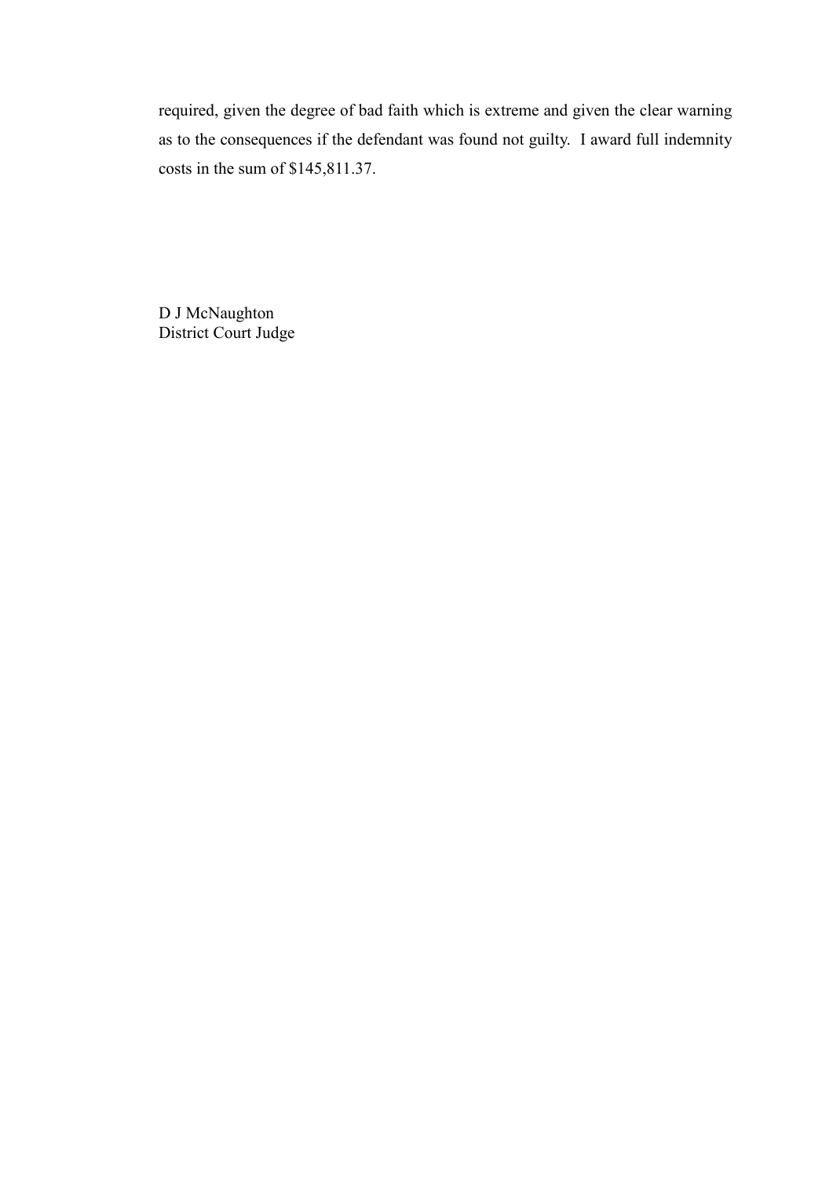required, given the degree of bad faith which is extreme and given the clear warning as to the consequences if the defendant was found not guilty. I award full indemnity costs in the sum of $145,811.37.

D J McNaughton
District Court Judge